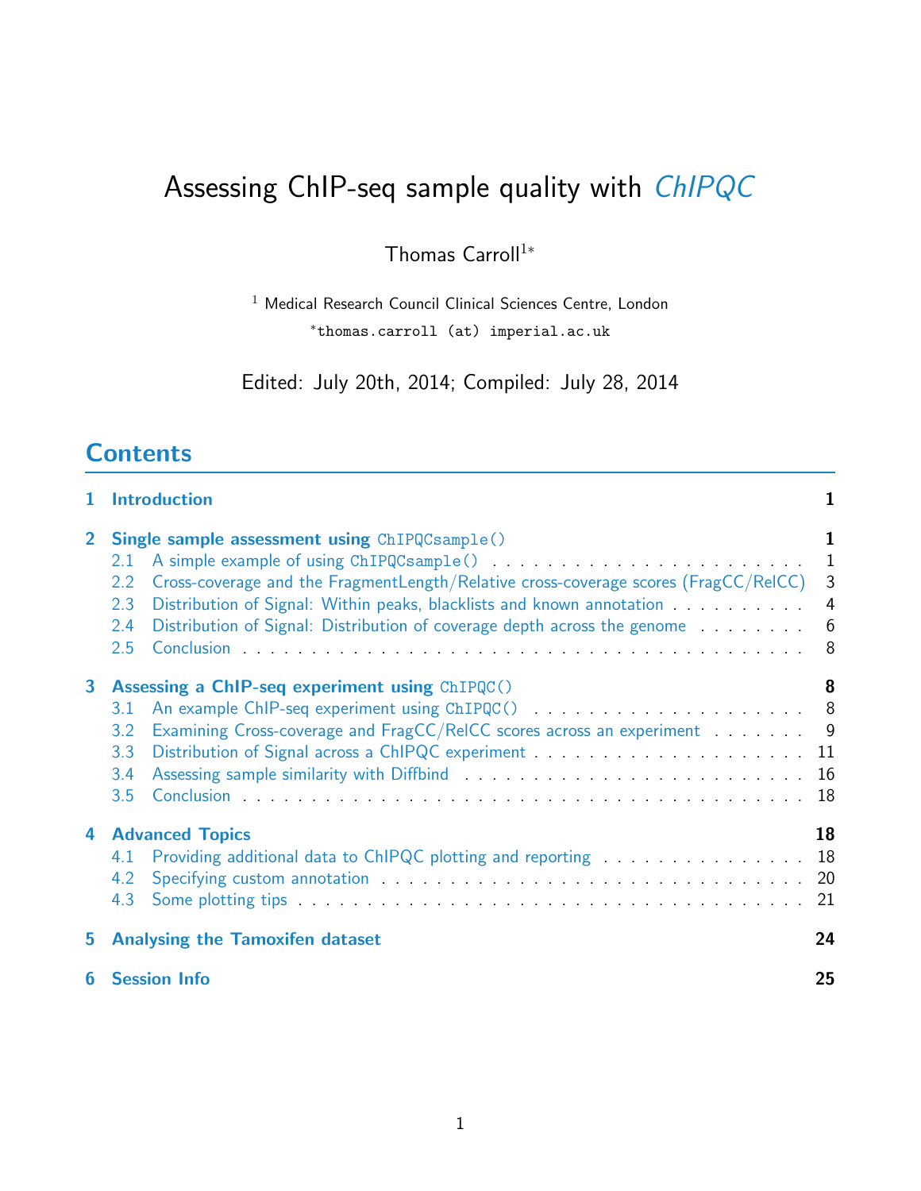# Assessing ChIP-seq sample quality with *ChIPQC*

Thomas Carroll[1*]

[1] Medical Research Council Clinical Sciences Centre, London
*thomas.carroll (at) imperial.ac.uk

Edited: July 20th, 2014; Compiled: July 28, 2014

## Contents

1 Introduction 1

2 Single sample assessment using `ChIPQCsample()` 1
- 2.1 A simple example of using `ChIPQCsample()` 1
- 2.2 Cross-coverage and the FragmentLength/Relative cross-coverage scores (FragCC/RelCC) 3
- 2.3 Distribution of Signal: Within peaks, blacklists and known annotation 4
- 2.4 Distribution of Signal: Distribution of coverage depth across the genome 6
- 2.5 Conclusion 8

3 Assessing a ChIP-seq experiment using `ChIPQC()` 8
- 3.1 An example ChIP-seq experiment using `ChIPQC()` 8
- 3.2 Examining Cross-coverage and FragCC/RelCC scores across an experiment 9
- 3.3 Distribution of Signal across a ChIPQC experiment 11
- 3.4 Assessing sample similarity with Diffbind 16
- 3.5 Conclusion 18

4 Advanced Topics 18
- 4.1 Providing additional data to ChIPQC plotting and reporting 18
- 4.2 Specifying custom annotation 20
- 4.3 Some plotting tips 21

5 Analysing the Tamoxifen dataset 24

6 Session Info 25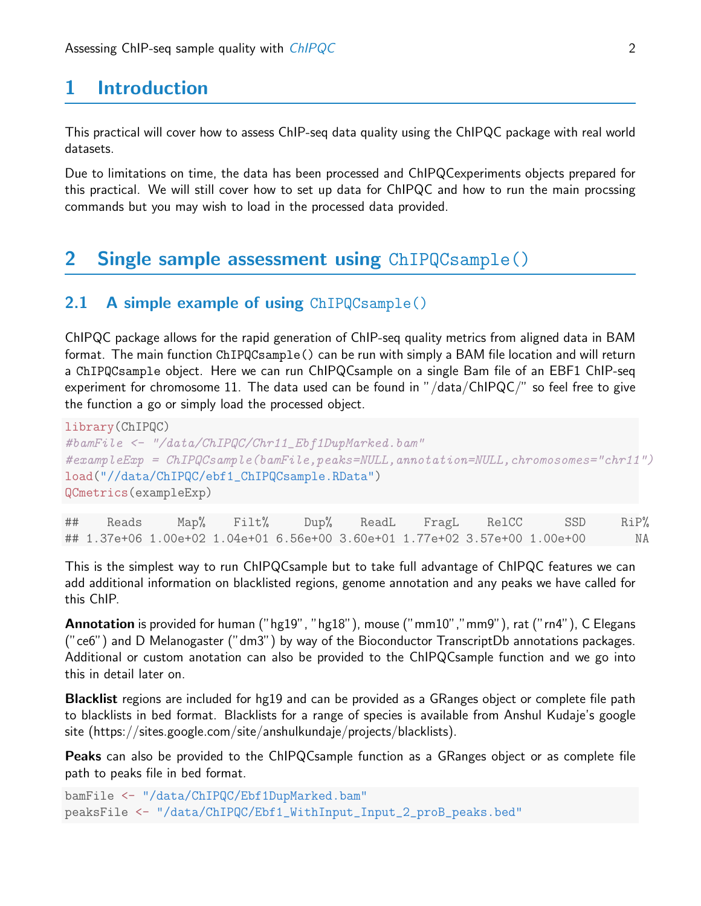# 1 Introduction

This practical will cover how to assess ChIP-seq data quality using the ChIPQC package with real world datasets.

Due to limitations on time, the data has been processed and ChIPQCexperiments objects prepared for this practical. We will still cover how to set up data for ChIPQC and how to run the main procssing commands but you may wish to load in the processed data provided.

# 2 Single sample assessment using `ChIPQCsample()`

## 2.1 A simple example of using `ChIPQCsample()`

ChIPQC package allows for the rapid generation of ChIP-seq quality metrics from aligned data in BAM format. The main function `ChIPQCsample()` can be run with simply a BAM file location and will return a `ChIPQCsample` object. Here we can run ChIPQCsample on a single Bam file of an EBF1 ChIP-seq experiment for chromosome 11. The data used can be found in "/data/ChIPQC/" so feel free to give the function a go or simply load the processed object.

```
library(ChIPQC)
#bamFile <- "/data/ChIPQC/Chr11_Ebf1DupMarked.bam"
#exampleExp = ChIPQCsample(bamFile,peaks=NULL,annotation=NULL,chromosomes="chr11")
load("//data/ChIPQC/ebf1_ChIPQCsample.RData")
QCmetrics(exampleExp)
```

```
##     Reads     Map%     Filt%     Dup%    ReadL     FragL    RelCC      SSD     RiP%
## 1.37e+06 1.00e+02 1.04e+01 6.56e+00 3.60e+01 1.77e+02 3.57e+00 1.00e+00       NA
```

This is the simplest way to run ChIPQCsample but to take full advantage of ChIPQC features we can add additional information on blacklisted regions, genome annotation and any peaks we have called for this ChIP.

**Annotation** is provided for human ("hg19", "hg18"), mouse ("mm10","mm9"), rat ("rn4"), C Elegans ("ce6") and D Melanogaster ("dm3") by way of the Bioconductor TranscriptDb annotations packages. Additional or custom anotation can also be provided to the ChIPQCsample function and we go into this in detail later on.

**Blacklist** regions are included for hg19 and can be provided as a GRanges object or complete file path to blacklists in bed format. Blacklists for a range of species is available from Anshul Kudaje's google site (https://sites.google.com/site/anshulkundaje/projects/blacklists).

**Peaks** can also be provided to the ChIPQCsample function as a GRanges object or as complete file path to peaks file in bed format.

```
bamFile <- "/data/ChIPQC/Ebf1DupMarked.bam"
peaksFile <- "/data/ChIPQC/Ebf1_WithInput_Input_2_proB_peaks.bed"
```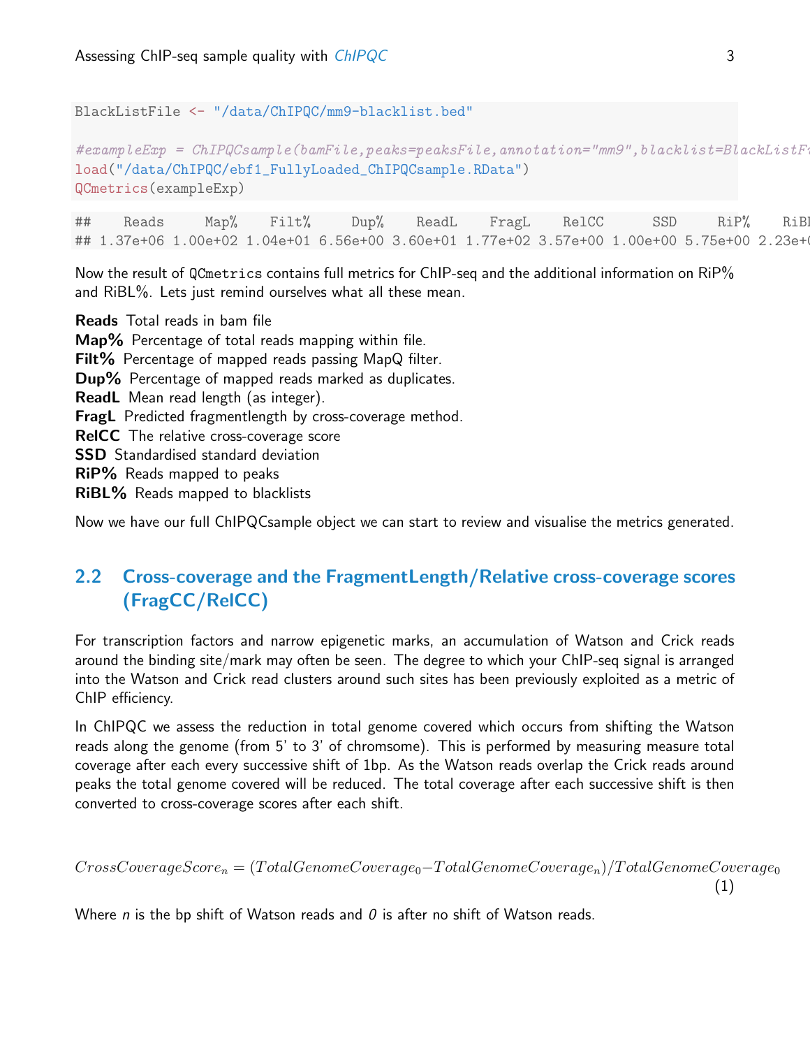```
BlackListFile <- "/data/ChIPQC/mm9-blacklist.bed"

#exampleExp = ChIPQCsample(bamFile,peaks=peaksFile,annotation="mm9",blacklist=BlackListF
load("/data/ChIPQC/ebf1_FullyLoaded_ChIPQCsample.RData")
QCmetrics(exampleExp)
```

```
##    Reads     Map%    Filt%     Dup%    ReadL    FragL    RelCC      SSD     RiP%     RiB
## 1.37e+06 1.00e+02 1.04e+01 6.56e+00 3.60e+01 1.77e+02 3.57e+00 1.00e+00 5.75e+00 2.23e+0
```

Now the result of QCmetrics contains full metrics for ChIP-seq and the additional information on RiP% and RiBL%. Lets just remind ourselves what all these mean.

**Reads** Total reads in bam file
**Map%** Percentage of total reads mapping within file.
**Filt%** Percentage of mapped reads passing MapQ filter.
**Dup%** Percentage of mapped reads marked as duplicates.
**ReadL** Mean read length (as integer).
**FragL** Predicted fragmentlength by cross-coverage method.
**RelCC** The relative cross-coverage score
**SSD** Standardised standard deviation
**RiP%** Reads mapped to peaks
**RiBL%** Reads mapped to blacklists

Now we have our full ChIPQCsample object we can start to review and visualise the metrics generated.

## 2.2 Cross-coverage and the FragmentLength/Relative cross-coverage scores (FragCC/RelCC)

For transcription factors and narrow epigenetic marks, an accumulation of Watson and Crick reads around the binding site/mark may often be seen. The degree to which your ChIP-seq signal is arranged into the Watson and Crick read clusters around such sites has been previously exploited as a metric of ChIP efficiency.

In ChIPQC we assess the reduction in total genome covered which occurs from shifting the Watson reads along the genome (from 5' to 3' of chromsome). This is performed by measuring measure total coverage after each every successive shift of 1bp. As the Watson reads overlap the Crick reads around peaks the total genome covered will be reduced. The total coverage after each successive shift is then converted to cross-coverage scores after each shift.

$$CrossCoverageScore_n = (TotalGenomeCoverage_0 - TotalGenomeCoverage_n)/TotalGenomeCoverage_0 \quad (1)$$

Where *n* is the bp shift of Watson reads and *0* is after no shift of Watson reads.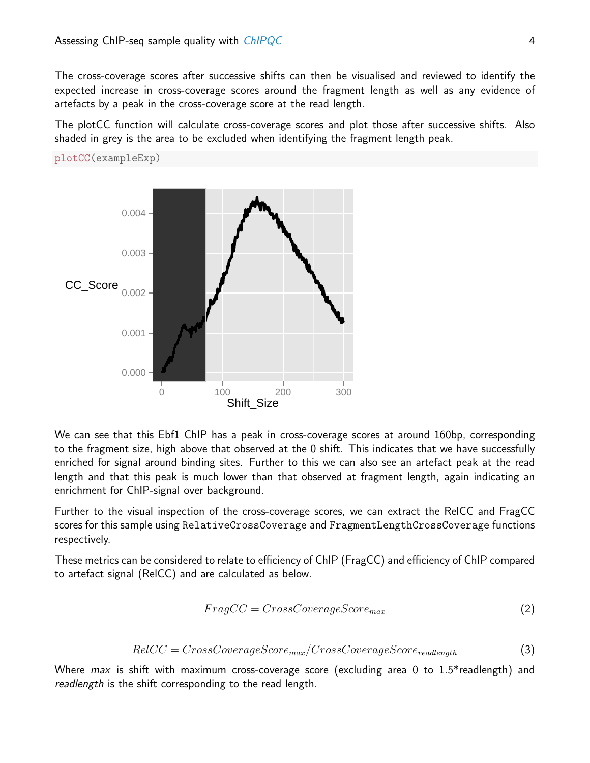The cross-coverage scores after successive shifts can then be visualised and reviewed to identify the expected increase in cross-coverage scores around the fragment length as well as any evidence of artefacts by a peak in the cross-coverage score at the read length.

The plotCC function will calculate cross-coverage scores and plot those after successive shifts. Also shaded in grey is the area to be excluded when identifying the fragment length peak.

```
plotCC(exampleExp)
```

We can see that this Ebf1 ChIP has a peak in cross-coverage scores at around 160bp, corresponding to the fragment size, high above that observed at the 0 shift. This indicates that we have successfully enriched for signal around binding sites. Further to this we can also see an artefact peak at the read length and that this peak is much lower than that observed at fragment length, again indicating an enrichment for ChIP-signal over background.

Further to the visual inspection of the cross-coverage scores, we can extract the RelCC and FragCC scores for this sample using RelativeCrossCoverage and FragmentLengthCrossCoverage functions respectively.

These metrics can be considered to relate to efficiency of ChIP (FragCC) and efficiency of ChIP compared to artefact signal (RelCC) and are calculated as below.

$$FragCC = CrossCoverageScore_{max} \tag{2}$$

$$RelCC = CrossCoverageScore_{max}/CrossCoverageScore_{readlength} \tag{3}$$

Where *max* is shift with maximum cross-coverage score (excluding area 0 to 1.5*readlength) and *readlength* is the shift corresponding to the read length.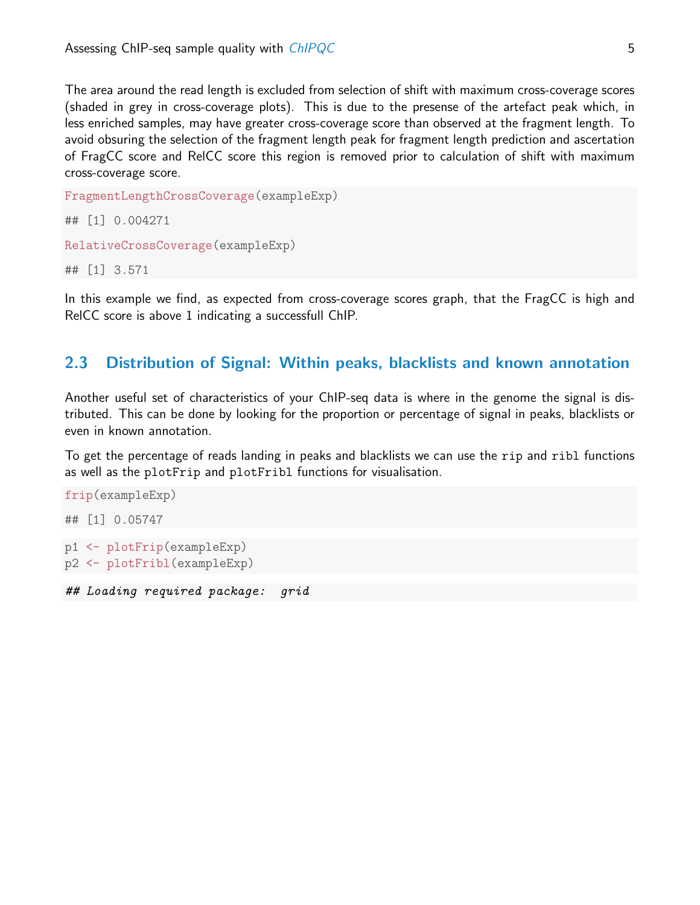The area around the read length is excluded from selection of shift with maximum cross-coverage scores (shaded in grey in cross-coverage plots). This is due to the presense of the artefact peak which, in less enriched samples, may have greater cross-coverage score than observed at the fragment length. To avoid obsuring the selection of the fragment length peak for fragment length prediction and ascertation of FragCC score and RelCC score this region is removed prior to calculation of shift with maximum cross-coverage score.

```
FragmentLengthCrossCoverage(exampleExp)

## [1] 0.004271

RelativeCrossCoverage(exampleExp)

## [1] 3.571
```

In this example we find, as expected from cross-coverage scores graph, that the FragCC is high and RelCC score is above 1 indicating a successfull ChIP.

## 2.3 Distribution of Signal: Within peaks, blacklists and known annotation

Another useful set of characteristics of your ChIP-seq data is where in the genome the signal is distributed. This can be done by looking for the proportion or percentage of signal in peaks, blacklists or even in known annotation.

To get the percentage of reads landing in peaks and blacklists we can use the `rip` and `ribl` functions as well as the `plotFrip` and `plotFribl` functions for visualisation.

```
frip(exampleExp)

## [1] 0.05747
```

```
p1 <- plotFrip(exampleExp)
p2 <- plotFribl(exampleExp)
```

```
## Loading required package:  grid
```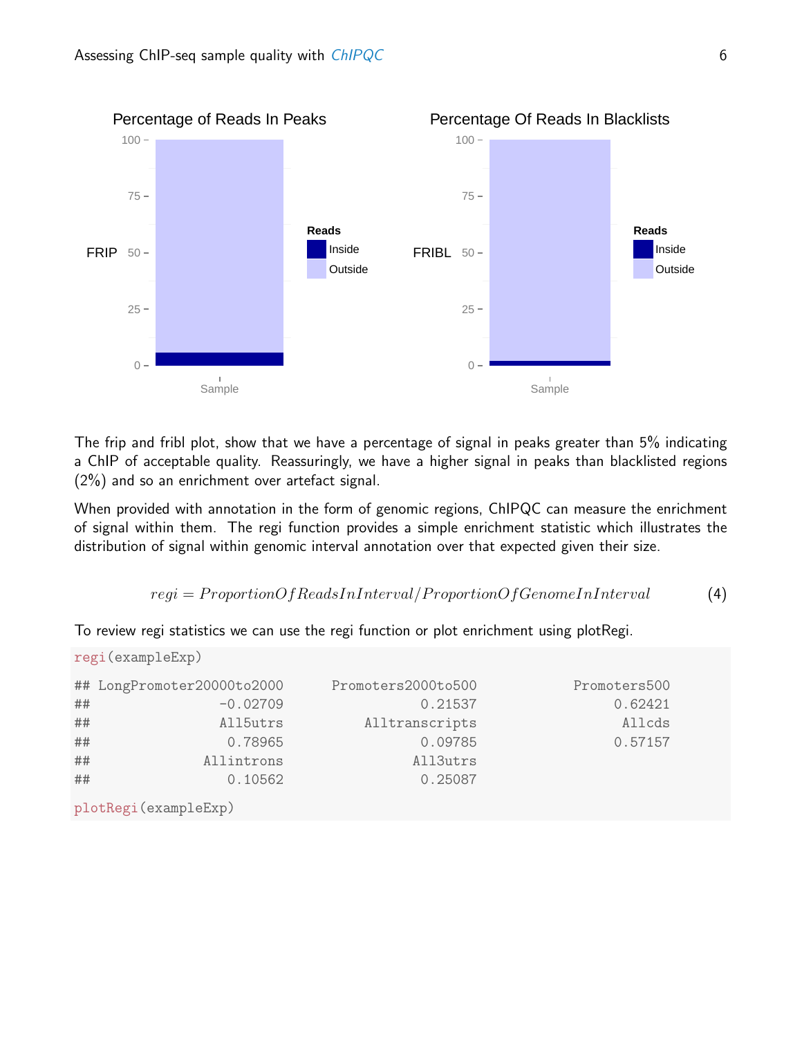The frip and fribl plot, show that we have a percentage of signal in peaks greater than 5% indicating a ChIP of acceptable quality. Reassuringly, we have a higher signal in peaks than blacklisted regions (2%) and so an enrichment over artefact signal.

When provided with annotation in the form of genomic regions, ChIPQC can measure the enrichment of signal within them. The regi function provides a simple enrichment statistic which illustrates the distribution of signal within genomic interval annotation over that expected given their size.

$$regi = ProportionOfReadsInInterval/ProportionOfGenomeInInterval \tag{4}$$

To review regi statistics we can use the regi function or plot enrichment using plotRegi.

```
regi(exampleExp)

## LongPromoter20000to2000      Promoters2000to500           Promoters500
##                -0.02709                 0.21537                0.62421
##                All5utrs          Alltranscripts                 Allcds
##                 0.78965                 0.09785                0.57157
##              Allintrons                All3utrs
##                 0.10562                 0.25087

plotRegi(exampleExp)
```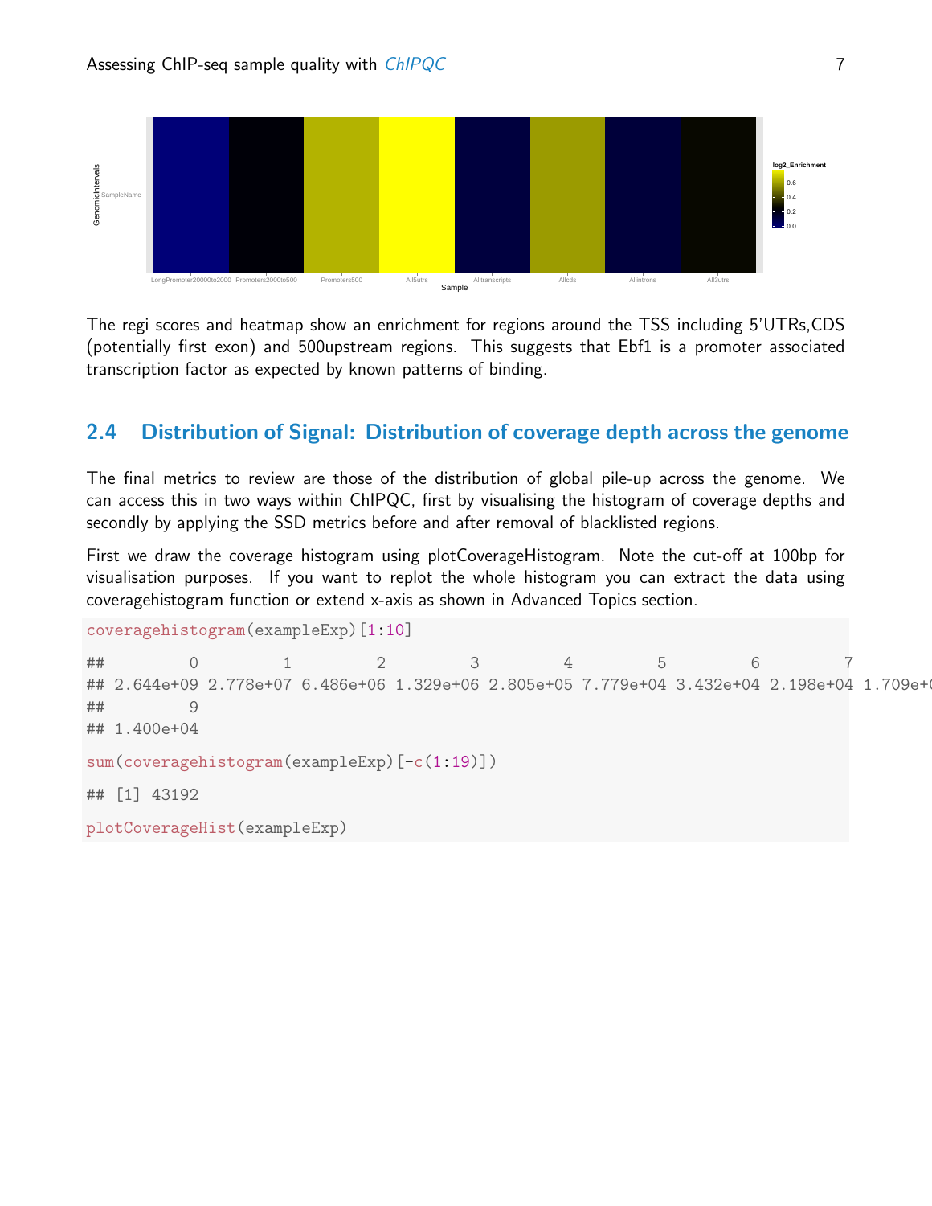The regi scores and heatmap show an enrichment for regions around the TSS including 5'UTRs,CDS (potentially first exon) and 500upstream regions. This suggests that Ebf1 is a promoter associated transcription factor as expected by known patterns of binding.

## 2.4 Distribution of Signal: Distribution of coverage depth across the genome

The final metrics to review are those of the distribution of global pile-up across the genome. We can access this in two ways within ChIPQC, first by visualising the histogram of coverage depths and secondly by applying the SSD metrics before and after removal of blacklisted regions.

First we draw the coverage histogram using plotCoverageHistogram. Note the cut-off at 100bp for visualisation purposes. If you want to replot the whole histogram you can extract the data using coveragehistogram function or extend x-axis as shown in Advanced Topics section.

```
coveragehistogram(exampleExp)[1:10]

##         0         1         2         3         4         5         6         7
## 2.644e+09 2.778e+07 6.486e+06 1.329e+06 2.805e+05 7.779e+04 3.432e+04 2.198e+04 1.709e+0
##         9
## 1.400e+04

sum(coveragehistogram(exampleExp)[-c(1:19)])

## [1] 43192

plotCoverageHist(exampleExp)
```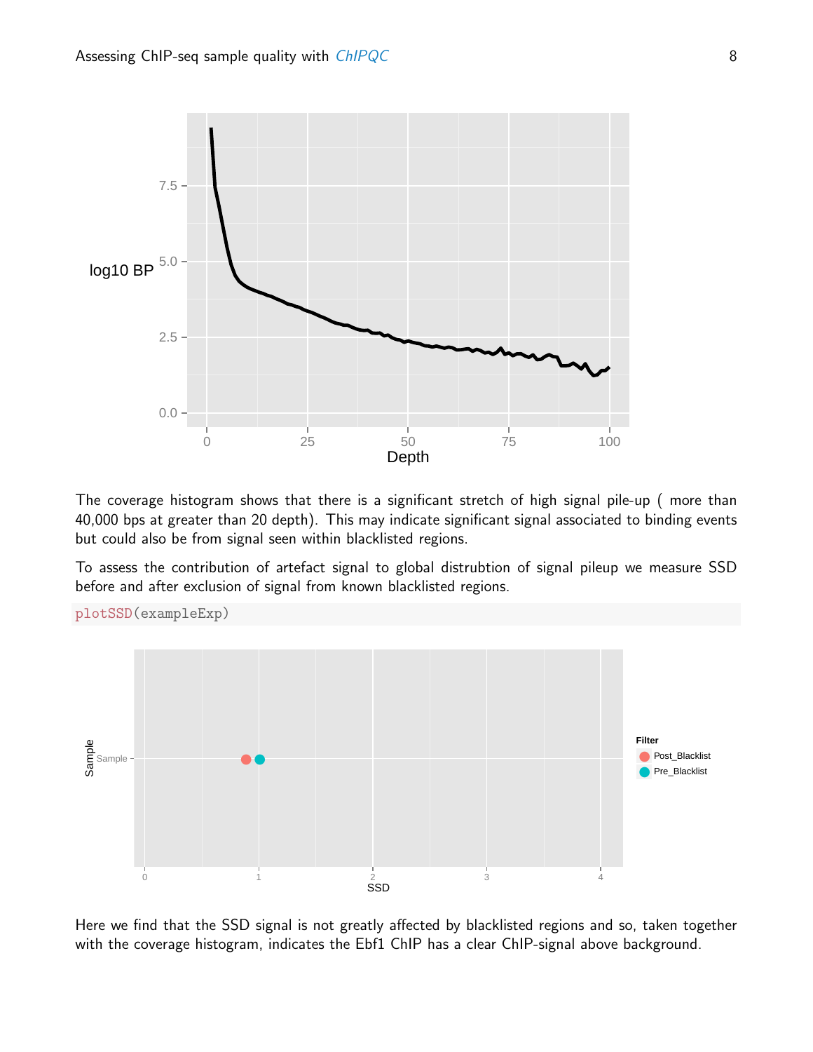The coverage histogram shows that there is a significant stretch of high signal pile-up ( more than 40,000 bps at greater than 20 depth). This may indicate significant signal associated to binding events but could also be from signal seen within blacklisted regions.

To assess the contribution of artefact signal to global distrubtion of signal pileup we measure SSD before and after exclusion of signal from known blacklisted regions.

```
plotSSD(exampleExp)
```

Here we find that the SSD signal is not greatly affected by blacklisted regions and so, taken together with the coverage histogram, indicates the Ebf1 ChIP has a clear ChIP-signal above background.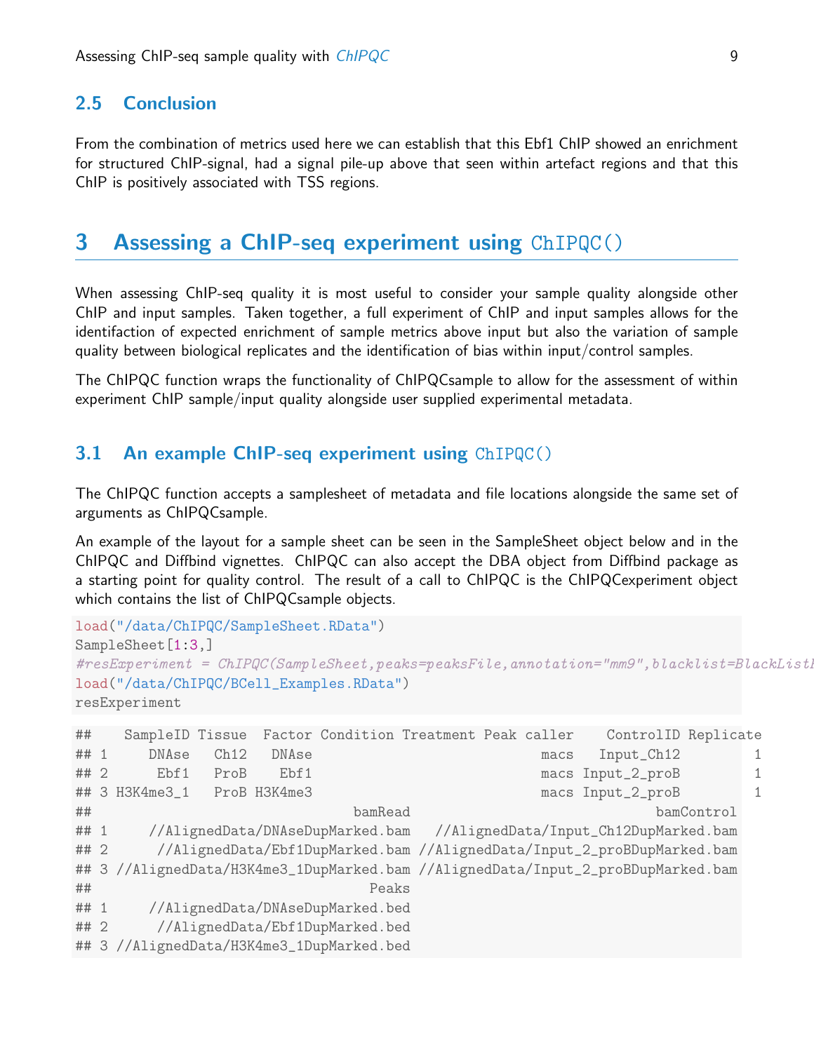## 2.5 Conclusion

From the combination of metrics used here we can establish that this Ebf1 ChIP showed an enrichment for structured ChIP-signal, had a signal pile-up above that seen within artefact regions and that this ChIP is positively associated with TSS regions.

# 3 Assessing a ChIP-seq experiment using `ChIPQC()`

When assessing ChIP-seq quality it is most useful to consider your sample quality alongside other ChIP and input samples. Taken together, a full experiment of ChIP and input samples allows for the identifaction of expected enrichment of sample metrics above input but also the variation of sample quality between biological replicates and the identification of bias within input/control samples.

The ChIPQC function wraps the functionality of ChIPQCsample to allow for the assessment of within experiment ChIP sample/input quality alongside user supplied experimental metadata.

## 3.1 An example ChIP-seq experiment using `ChIPQC()`

The ChIPQC function accepts a samplesheet of metadata and file locations alongside the same set of arguments as ChIPQCsample.

An example of the layout for a sample sheet can be seen in the SampleSheet object below and in the ChIPQC and Diffbind vignettes. ChIPQC can also accept the DBA object from Diffbind package as a starting point for quality control. The result of a call to ChIPQC is the ChIPQCexperiment object which contains the list of ChIPQCsample objects.

```
load("/data/ChIPQC/SampleSheet.RData")
SampleSheet[1:3,]
#resExperiment = ChIPQC(SampleSheet,peaks=peaksFile,annotation="mm9",blacklist=BlackListI
load("/data/ChIPQC/BCell_Examples.RData")
resExperiment
```

```
##    SampleID Tissue  Factor Condition Treatment Peak caller    ControlID Replicate
## 1     DNAse   Ch12   DNAse                              macs   Input_Ch12         1
## 2      Ebf1   ProB    Ebf1                              macs Input_2_proB         1
## 3 H3K4me3_1   ProB H3K4me3                              macs Input_2_proB         1
##                              bamRead                                  bamControl
## 1     //AlignedData/DNAseDupMarked.bam   //AlignedData/Input_Ch12DupMarked.bam
## 2      //AlignedData/Ebf1DupMarked.bam //AlignedData/Input_2_proBDupMarked.bam
## 3 //AlignedData/H3K4me3_1DupMarked.bam //AlignedData/Input_2_proBDupMarked.bam
##                                Peaks
## 1     //AlignedData/DNAseDupMarked.bed
## 2      //AlignedData/Ebf1DupMarked.bed
## 3 //AlignedData/H3K4me3_1DupMarked.bed
```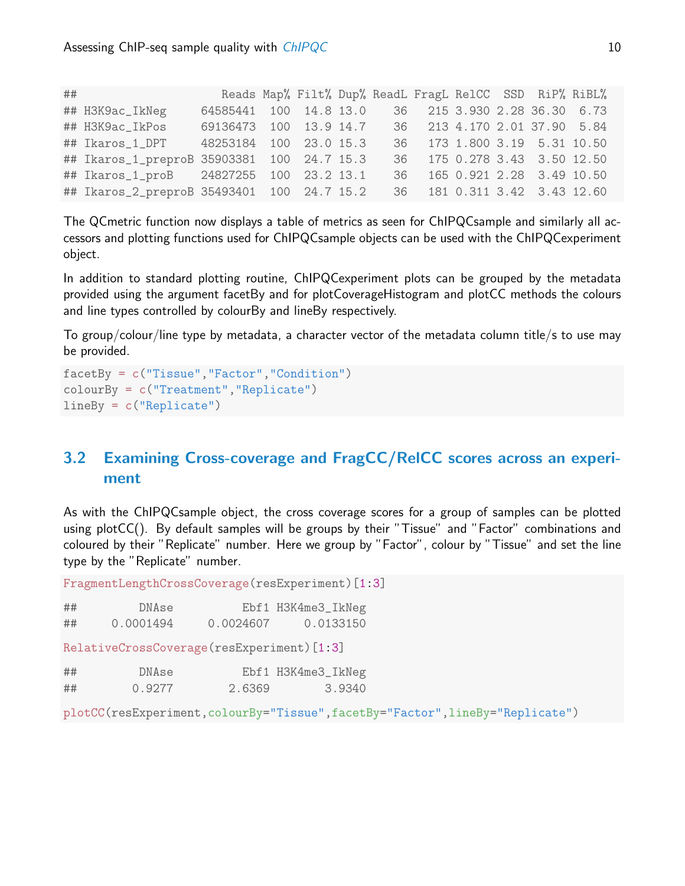```
##                    Reads Map% Filt% Dup% ReadL FragL RelCC  SSD  RiP% RiBL%
## H3K9ac_IkNeg     64585441  100  14.8 13.0    36   215 3.930 2.28 36.30  6.73
## H3K9ac_IkPos     69136473  100  13.9 14.7    36   213 4.170 2.01 37.90  5.84
## Ikaros_1_DPT     48253184  100  23.0 15.3    36   173 1.800 3.19  5.31 10.50
## Ikaros_1_preproB 35903381  100  24.7 15.3    36   175 0.278 3.43  3.50 12.50
## Ikaros_1_proB    24827255  100  23.2 13.1    36   165 0.921 2.28  3.49 10.50
## Ikaros_2_preproB 35493401  100  24.7 15.2    36   181 0.311 3.42  3.43 12.60
```

The QCmetric function now displays a table of metrics as seen for ChIPQCsample and similarly all accessors and plotting functions used for ChIPQCsample objects can be used with the ChIPQCexperiment object.

In addition to standard plotting routine, ChIPQCexperiment plots can be grouped by the metadata provided using the argument facetBy and for plotCoverageHistogram and plotCC methods the colours and line types controlled by colourBy and lineBy respectively.

To group/colour/line type by metadata, a character vector of the metadata column title/s to use may be provided.

```
facetBy = c("Tissue","Factor","Condition")
colourBy = c("Treatment","Replicate")
lineBy = c("Replicate")
```

## 3.2 Examining Cross-coverage and FragCC/RelCC scores across an experiment

As with the ChIPQCsample object, the cross coverage scores for a group of samples can be plotted using plotCC(). By default samples will be groups by their "Tissue" and "Factor" combinations and coloured by their "Replicate" number. Here we group by "Factor", colour by "Tissue" and set the line type by the "Replicate" number.

```
FragmentLengthCrossCoverage(resExperiment)[1:3]

##        DNAse          Ebf1 H3K4me3_IkNeg
##    0.0001494     0.0024607     0.0133150

RelativeCrossCoverage(resExperiment)[1:3]

##        DNAse          Ebf1 H3K4me3_IkNeg
##       0.9277        2.6369        3.9340

plotCC(resExperiment,colourBy="Tissue",facetBy="Factor",lineBy="Replicate")
```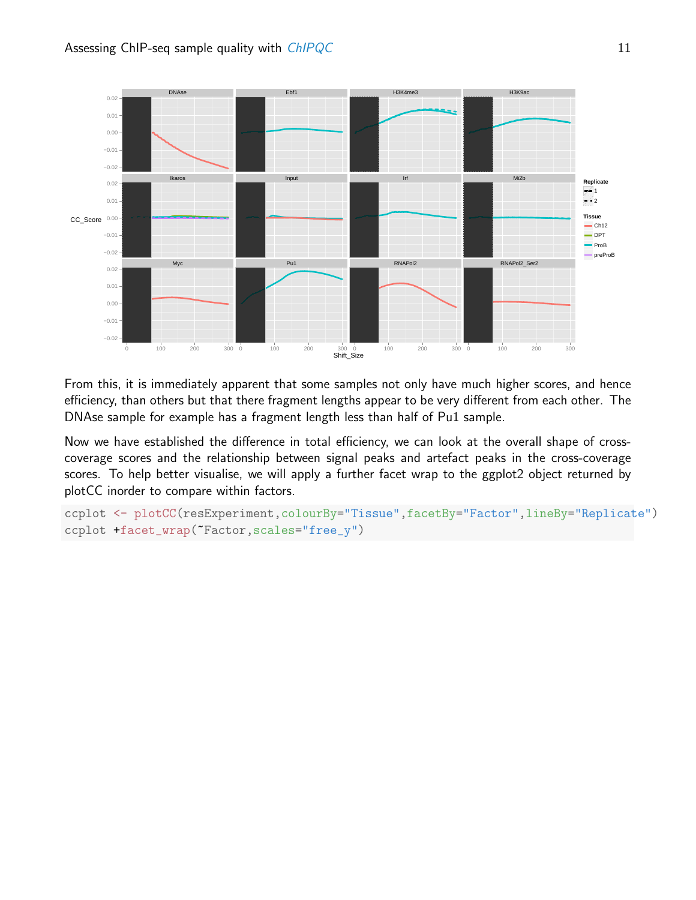From this, it is immediately apparent that some samples not only have much higher scores, and hence efficiency, than others but that there fragment lengths appear to be very different from each other. The DNAse sample for example has a fragment length less than half of Pu1 sample.

Now we have established the difference in total efficiency, we can look at the overall shape of cross-coverage scores and the relationship between signal peaks and artefact peaks in the cross-coverage scores. To help better visualise, we will apply a further facet wrap to the ggplot2 object returned by plotCC inorder to compare within factors.

```
ccplot <- plotCC(resExperiment,colourBy="Tissue",facetBy="Factor",lineBy="Replicate")
ccplot +facet_wrap(~Factor,scales="free_y")
```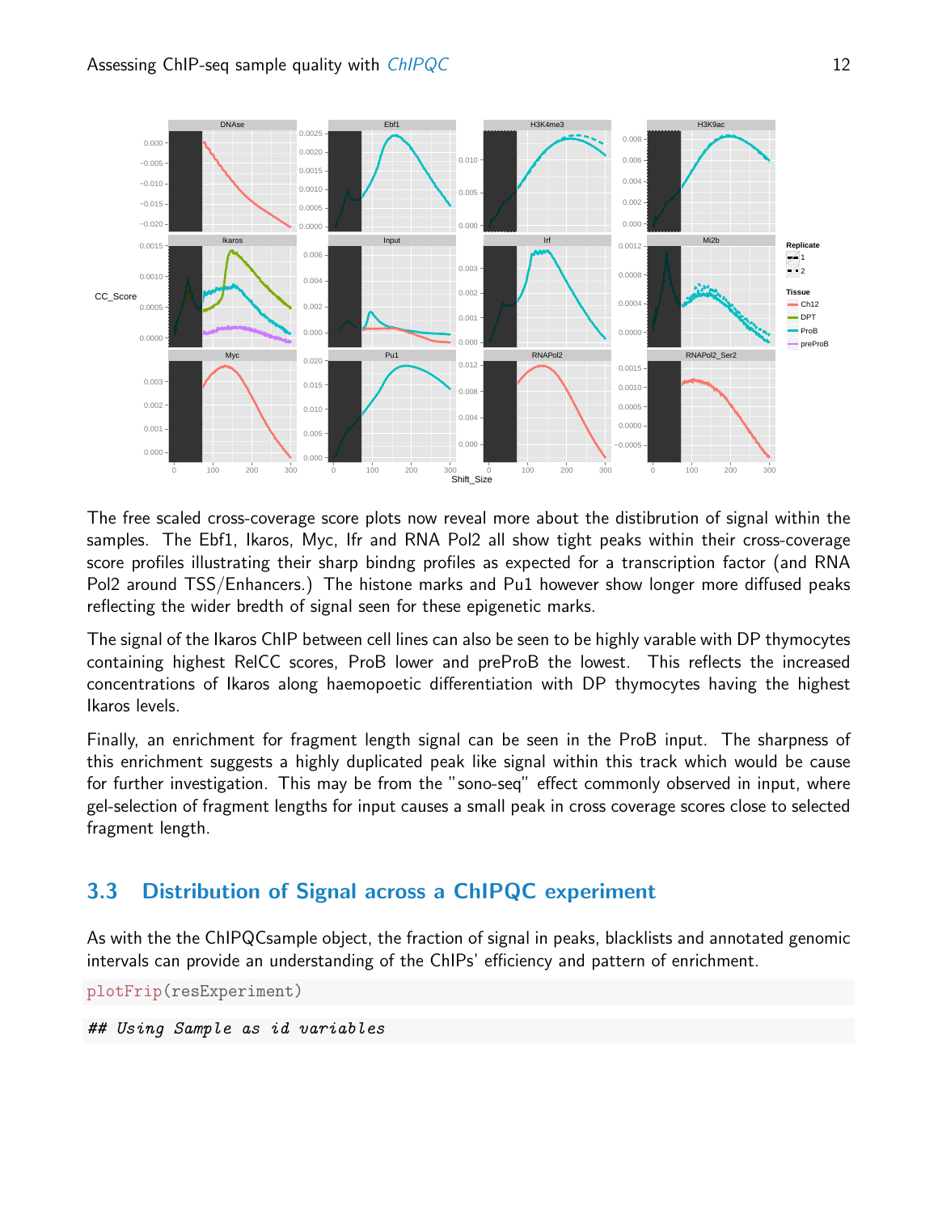The free scaled cross-coverage score plots now reveal more about the distibrution of signal within the samples. The Ebf1, Ikaros, Myc, Ifr and RNA Pol2 all show tight peaks within their cross-coverage score profiles illustrating their sharp bindng profiles as expected for a transcription factor (and RNA Pol2 around TSS/Enhancers.) The histone marks and Pu1 however show longer more diffused peaks reflecting the wider bredth of signal seen for these epigenetic marks.

The signal of the Ikaros ChIP between cell lines can also be seen to be highly varable with DP thymocytes containing highest RelCC scores, ProB lower and preProB the lowest. This reflects the increased concentrations of Ikaros along haemopoetic differentiation with DP thymocytes having the highest Ikaros levels.

Finally, an enrichment for fragment length signal can be seen in the ProB input. The sharpness of this enrichment suggests a highly duplicated peak like signal within this track which would be cause for further investigation. This may be from the "sono-seq" effect commonly observed in input, where gel-selection of fragment lengths for input causes a small peak in cross coverage scores close to selected fragment length.

## 3.3 Distribution of Signal across a ChIPQC experiment

As with the the ChIPQCsample object, the fraction of signal in peaks, blacklists and annotated genomic intervals can provide an understanding of the ChIPs' efficiency and pattern of enrichment.

```
plotFrip(resExperiment)
```

```
## Using Sample as id variables
```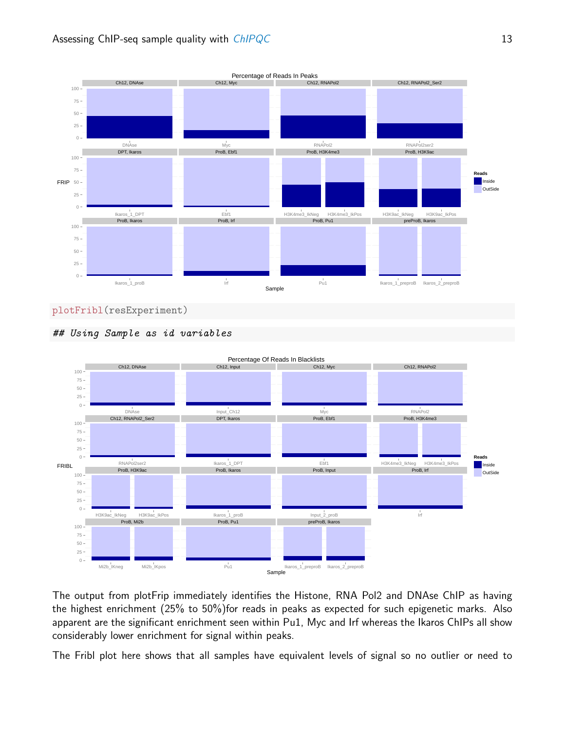```
plotFribl(resExperiment)

## Using Sample as id variables
```

The output from plotFrip immediately identifies the Histone, RNA Pol2 and DNAse ChIP as having the highest enrichment (25% to 50%)for reads in peaks as expected for such epigenetic marks. Also apparent are the significant enrichment seen within Pu1, Myc and Irf whereas the Ikaros ChIPs all show considerably lower enrichment for signal within peaks.

The Fribl plot here shows that all samples have equivalent levels of signal so no outlier or need to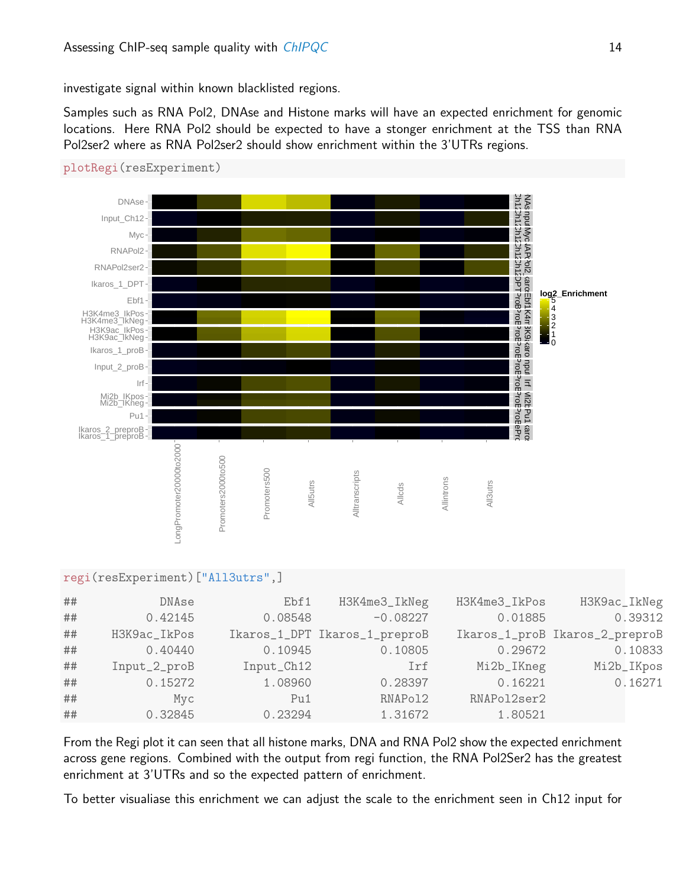investigate signal within known blacklisted regions.

Samples such as RNA Pol2, DNAse and Histone marks will have an expected enrichment for genomic locations. Here RNA Pol2 should be expected to have a stonger enrichment at the TSS than RNA Pol2ser2 where as RNA Pol2ser2 should show enrichment within the 3'UTRs regions.

```
plotRegi(resExperiment)
```

```
regi(resExperiment)["All3utrs",]
```

```
##           DNAse           Ebf1    H3K4me3_IkNeg    H3K4me3_IkPos    H3K9ac_IkNeg
##         0.42145        0.08548         -0.08227          0.01885         0.39312
##    H3K9ac_IkPos   Ikaros_1_DPT  Ikaros_1_preproB    Ikaros_1_proB  Ikaros_2_preproB
##         0.40440        0.10945          0.10805          0.29672         0.10833
##    Input_2_proB    Input_Ch12              Irf      Mi2b_IKneg      Mi2b_IKpos
##         0.15272        1.08960          0.28397          0.16221         0.16271
##             Myc            Pu1          RNAPol2      RNAPol2ser2
##         0.32845        0.23294          1.31672          1.80521
```

From the Regi plot it can seen that all histone marks, DNA and RNA Pol2 show the expected enrichment across gene regions. Combined with the output from regi function, the RNA Pol2Ser2 has the greatest enrichment at 3'UTRs and so the expected pattern of enrichment.

To better visualiase this enrichment we can adjust the scale to the enrichment seen in Ch12 input for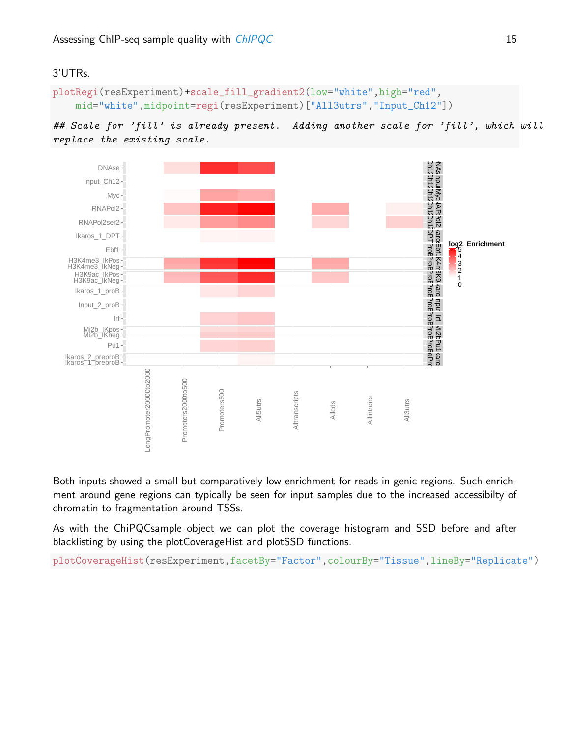3'UTRs.

```
plotRegi(resExperiment)+scale_fill_gradient2(low="white",high="red",
    mid="white",midpoint=regi(resExperiment)["All3utrs","Input_Ch12"])

## Scale for 'fill' is already present.  Adding another scale for 'fill', which will
replace the existing scale.
```

Both inputs showed a small but comparatively low enrichment for reads in genic regions. Such enrichment around gene regions can typically be seen for input samples due to the increased accessibilty of chromatin to fragmentation around TSSs.

As with the ChiPQCsample object we can plot the coverage histogram and SSD before and after blacklisting by using the plotCoverageHist and plotSSD functions.

```
plotCoverageHist(resExperiment,facetBy="Factor",colourBy="Tissue",lineBy="Replicate")
```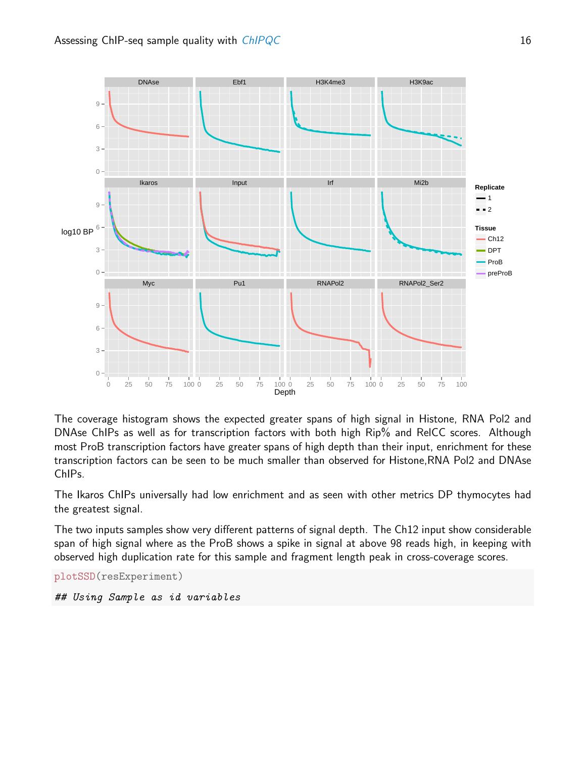The coverage histogram shows the expected greater spans of high signal in Histone, RNA Pol2 and DNAse ChIPs as well as for transcription factors with both high Rip% and RelCC scores. Although most ProB transcription factors have greater spans of high depth than their input, enrichment for these transcription factors can be seen to be much smaller than observed for Histone,RNA Pol2 and DNAse ChIPs.

The Ikaros ChIPs universally had low enrichment and as seen with other metrics DP thymocytes had the greatest signal.

The two inputs samples show very different patterns of signal depth. The Ch12 input show considerable span of high signal where as the ProB shows a spike in signal at above 98 reads high, in keeping with observed high duplication rate for this sample and fragment length peak in cross-coverage scores.

```
plotSSD(resExperiment)

## Using Sample as id variables
```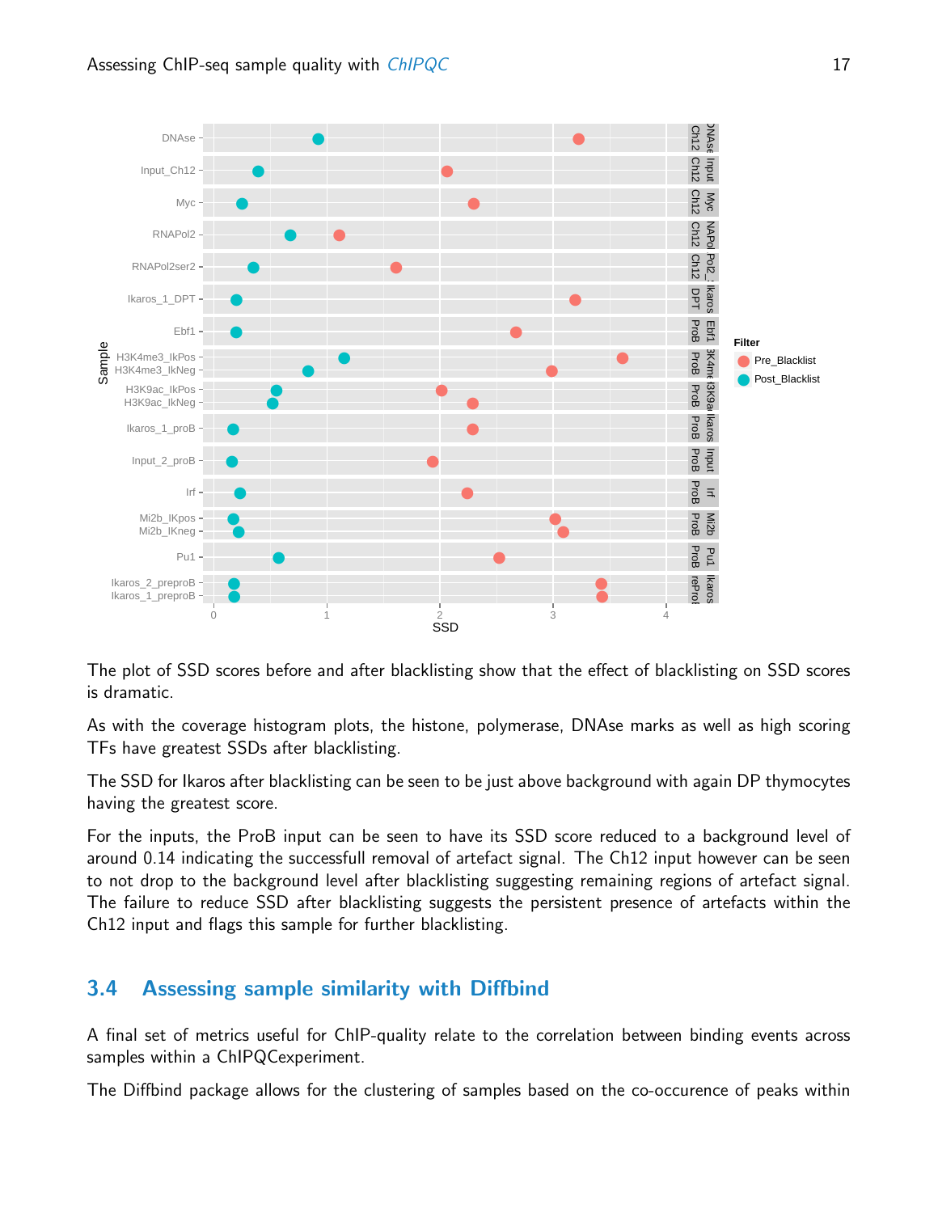The plot of SSD scores before and after blacklisting show that the effect of blacklisting on SSD scores is dramatic.

As with the coverage histogram plots, the histone, polymerase, DNAse marks as well as high scoring TFs have greatest SSDs after blacklisting.

The SSD for Ikaros after blacklisting can be seen to be just above background with again DP thymocytes having the greatest score.

For the inputs, the ProB input can be seen to have its SSD score reduced to a background level of around 0.14 indicating the successfull removal of artefact signal. The Ch12 input however can be seen to not drop to the background level after blacklisting suggesting remaining regions of artefact signal. The failure to reduce SSD after blacklisting suggests the persistent presence of artefacts within the Ch12 input and flags this sample for further blacklisting.

## 3.4 Assessing sample similarity with Diffbind

A final set of metrics useful for ChIP-quality relate to the correlation between binding events across samples within a ChIPQCexperiment.

The Diffbind package allows for the clustering of samples based on the co-occurence of peaks within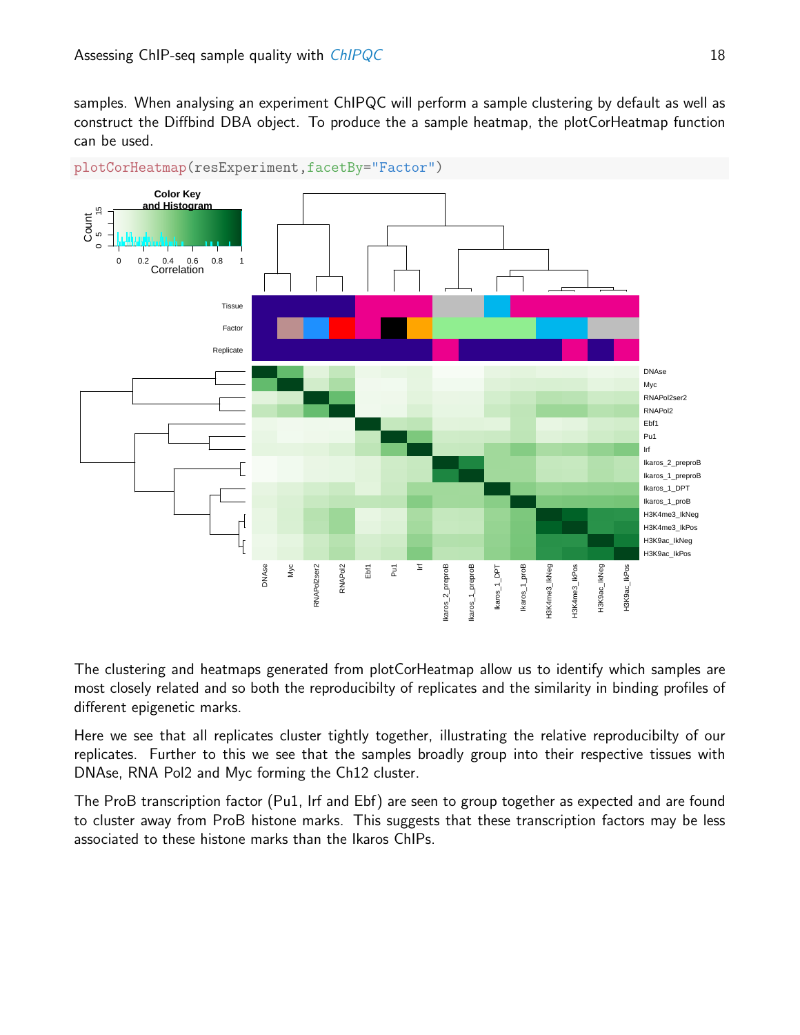samples. When analysing an experiment ChIPQC will perform a sample clustering by default as well as construct the Diffbind DBA object. To produce the a sample heatmap, the plotCorHeatmap function can be used.

```
plotCorHeatmap(resExperiment,facetBy="Factor")
```

The clustering and heatmaps generated from plotCorHeatmap allow us to identify which samples are most closely related and so both the reproducibilty of replicates and the similarity in binding profiles of different epigenetic marks.

Here we see that all replicates cluster tightly together, illustrating the relative reproducibilty of our replicates. Further to this we see that the samples broadly group into their respective tissues with DNAse, RNA Pol2 and Myc forming the Ch12 cluster.

The ProB transcription factor (Pu1, Irf and Ebf) are seen to group together as expected and are found to cluster away from ProB histone marks. This suggests that these transcription factors may be less associated to these histone marks than the Ikaros ChIPs.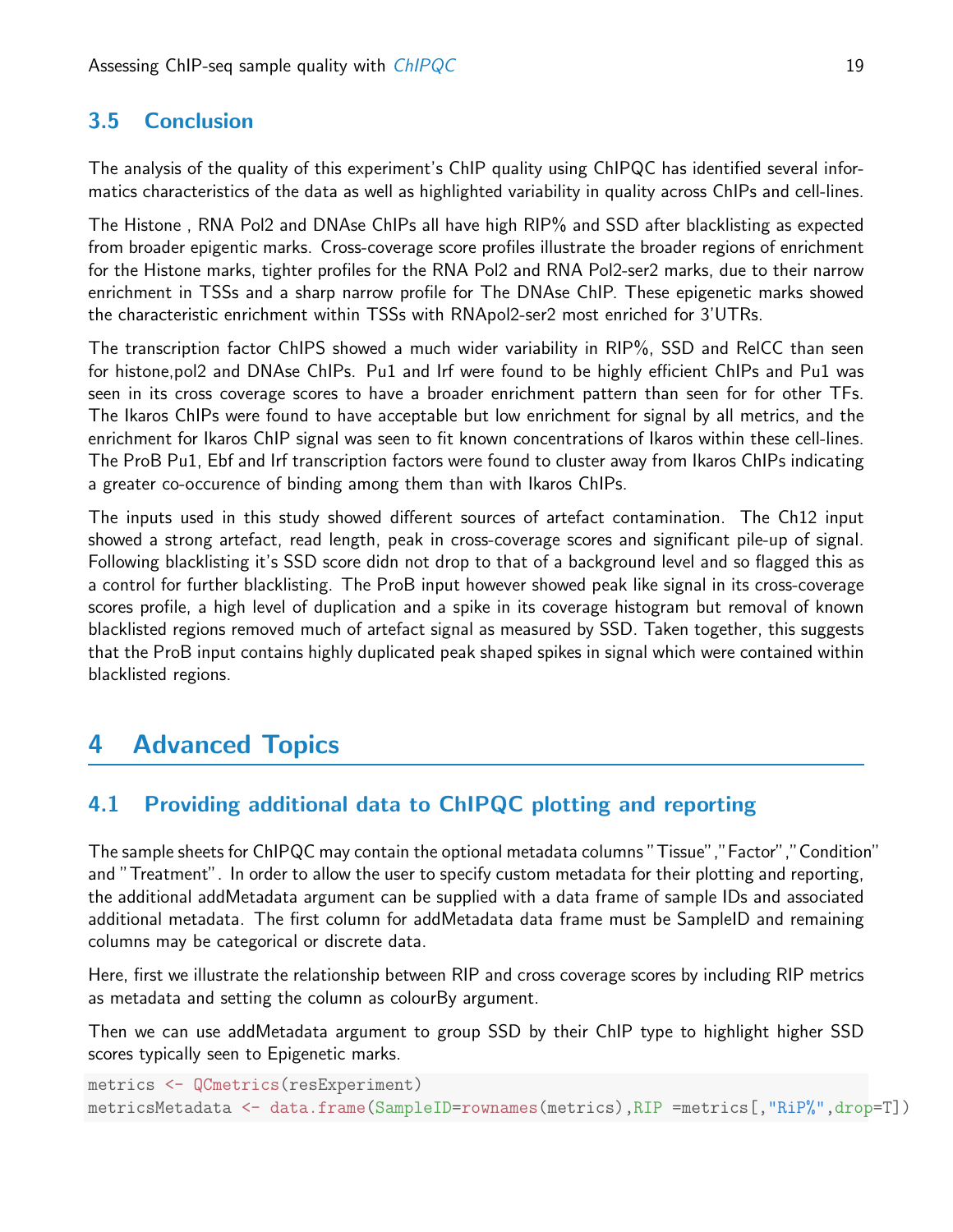## 3.5 Conclusion

The analysis of the quality of this experiment's ChIP quality using ChIPQC has identified several informatics characteristics of the data as well as highlighted variability in quality across ChIPs and cell-lines.

The Histone , RNA Pol2 and DNAse ChIPs all have high RIP% and SSD after blacklisting as expected from broader epigentic marks. Cross-coverage score profiles illustrate the broader regions of enrichment for the Histone marks, tighter profiles for the RNA Pol2 and RNA Pol2-ser2 marks, due to their narrow enrichment in TSSs and a sharp narrow profile for The DNAse ChIP. These epigenetic marks showed the characteristic enrichment within TSSs with RNApol2-ser2 most enriched for 3'UTRs.

The transcription factor ChIPS showed a much wider variability in RIP%, SSD and RelCC than seen for histone,pol2 and DNAse ChIPs. Pu1 and Irf were found to be highly efficient ChIPs and Pu1 was seen in its cross coverage scores to have a broader enrichment pattern than seen for for other TFs. The Ikaros ChIPs were found to have acceptable but low enrichment for signal by all metrics, and the enrichment for Ikaros ChIP signal was seen to fit known concentrations of Ikaros within these cell-lines. The ProB Pu1, Ebf and Irf transcription factors were found to cluster away from Ikaros ChIPs indicating a greater co-occurence of binding among them than with Ikaros ChIPs.

The inputs used in this study showed different sources of artefact contamination. The Ch12 input showed a strong artefact, read length, peak in cross-coverage scores and significant pile-up of signal. Following blacklisting it's SSD score didn not drop to that of a background level and so flagged this as a control for further blacklisting. The ProB input however showed peak like signal in its cross-coverage scores profile, a high level of duplication and a spike in its coverage histogram but removal of known blacklisted regions removed much of artefact signal as measured by SSD. Taken together, this suggests that the ProB input contains highly duplicated peak shaped spikes in signal which were contained within blacklisted regions.

# 4 Advanced Topics

## 4.1 Providing additional data to ChIPQC plotting and reporting

The sample sheets for ChIPQC may contain the optional metadata columns "Tissue","Factor","Condition" and "Treatment". In order to allow the user to specify custom metadata for their plotting and reporting, the additional addMetadata argument can be supplied with a data frame of sample IDs and associated additional metadata. The first column for addMetadata data frame must be SampleID and remaining columns may be categorical or discrete data.

Here, first we illustrate the relationship between RIP and cross coverage scores by including RIP metrics as metadata and setting the column as colourBy argument.

Then we can use addMetadata argument to group SSD by their ChIP type to highlight higher SSD scores typically seen to Epigenetic marks.

```
metrics <- QCmetrics(resExperiment)
metricsMetadata <- data.frame(SampleID=rownames(metrics),RIP =metrics[,"RiP%",drop=T])
```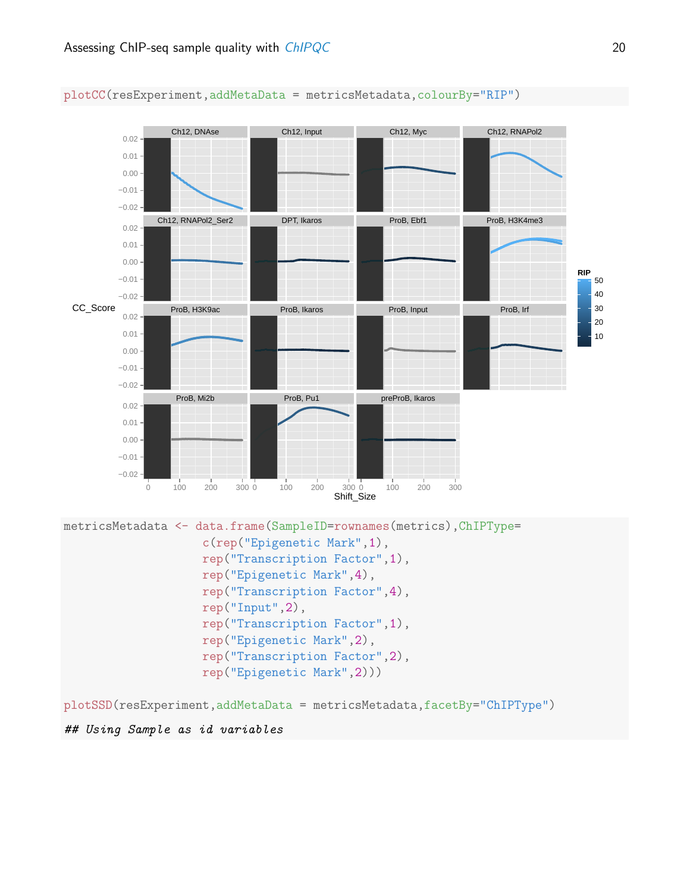```
plotCC(resExperiment,addMetaData = metricsMetadata,colourBy="RIP")
```

```
metricsMetadata <- data.frame(SampleID=rownames(metrics),ChIPType=
                   c(rep("Epigenetic Mark",1),
                   rep("Transcription Factor",1),
                   rep("Epigenetic Mark",4),
                   rep("Transcription Factor",4),
                   rep("Input",2),
                   rep("Transcription Factor",1),
                   rep("Epigenetic Mark",2),
                   rep("Transcription Factor",2),
                   rep("Epigenetic Mark",2)))

plotSSD(resExperiment,addMetaData = metricsMetadata,facetBy="ChIPType")

## Using Sample as id variables
```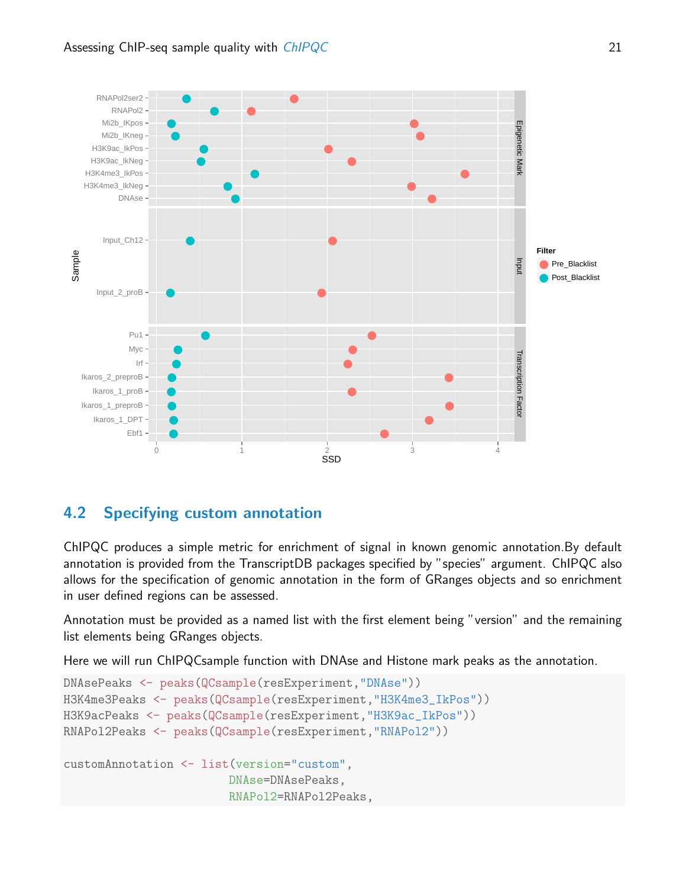## 4.2 Specifying custom annotation

ChIPQC produces a simple metric for enrichment of signal in known genomic annotation.By default annotation is provided from the TranscriptDB packages specified by "species" argument. ChIPQC also allows for the specification of genomic annotation in the form of GRanges objects and so enrichment in user defined regions can be assessed.

Annotation must be provided as a named list with the first element being "version" and the remaining list elements being GRanges objects.

Here we will run ChIPQCsample function with DNAse and Histone mark peaks as the annotation.

```
DNAsePeaks <- peaks(QCsample(resExperiment,"DNAse"))
H3K4me3Peaks <- peaks(QCsample(resExperiment,"H3K4me3_IkPos"))
H3K9acPeaks <- peaks(QCsample(resExperiment,"H3K9ac_IkPos"))
RNAPol2Peaks <- peaks(QCsample(resExperiment,"RNAPol2"))

customAnnotation <- list(version="custom",
                         DNAse=DNAsePeaks,
                         RNAPol2=RNAPol2Peaks,
```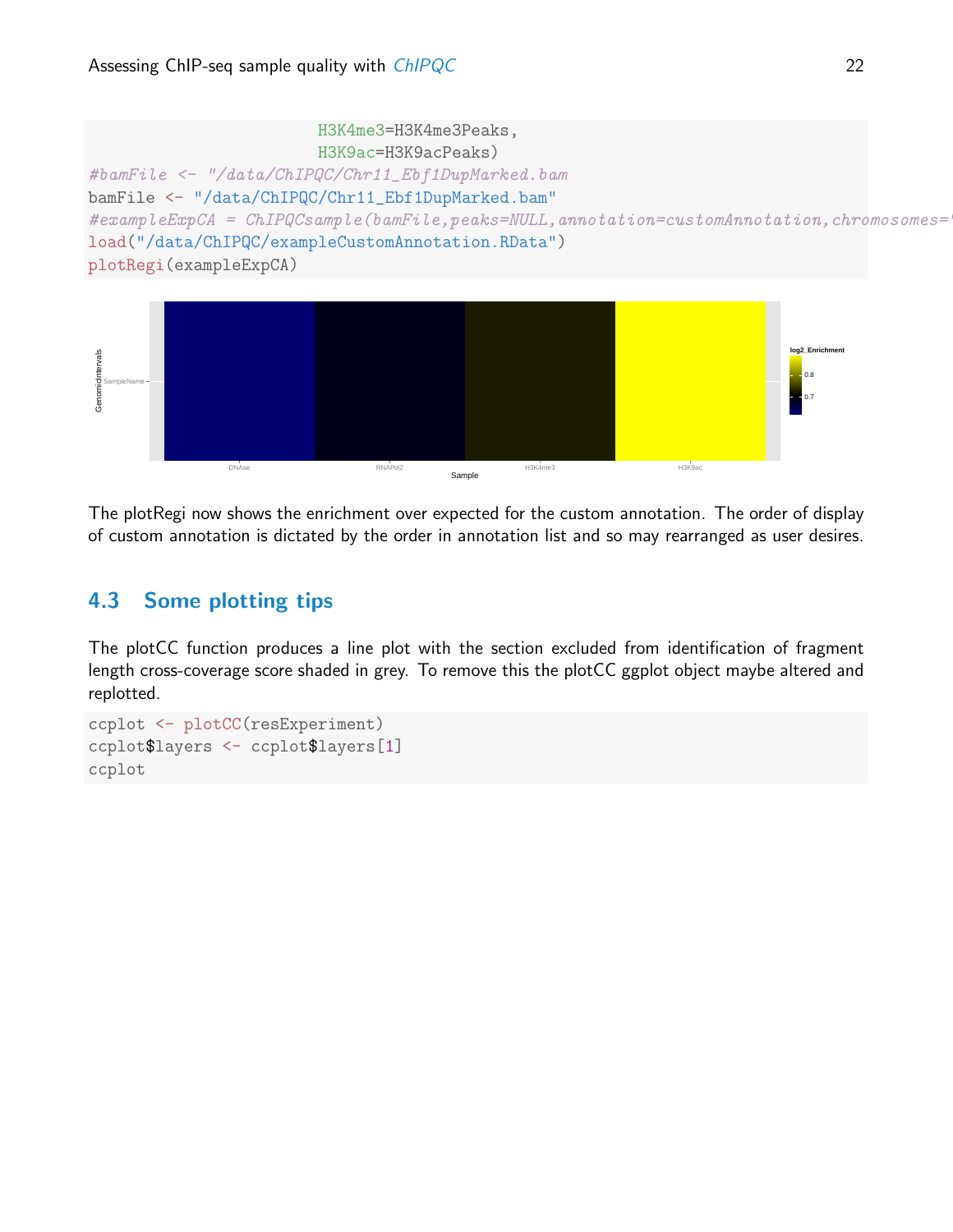```
                         H3K4me3=H3K4me3Peaks,
                         H3K9ac=H3K9acPeaks)
#bamFile <- "/data/ChIPQC/Chr11_Ebf1DupMarked.bam
bamFile <- "/data/ChIPQC/Chr11_Ebf1DupMarked.bam"
#exampleExpCA = ChIPQCsample(bamFile,peaks=NULL,annotation=customAnnotation,chromosomes="
load("/data/ChIPQC/exampleCustomAnnotation.RData")
plotRegi(exampleExpCA)
```

The plotRegi now shows the enrichment over expected for the custom annotation. The order of display of custom annotation is dictated by the order in annotation list and so may rearranged as user desires.

## 4.3 Some plotting tips

The plotCC function produces a line plot with the section excluded from identification of fragment length cross-coverage score shaded in grey. To remove this the plotCC ggplot object maybe altered and replotted.

```
ccplot <- plotCC(resExperiment)
ccplot$layers <- ccplot$layers[1]
ccplot
```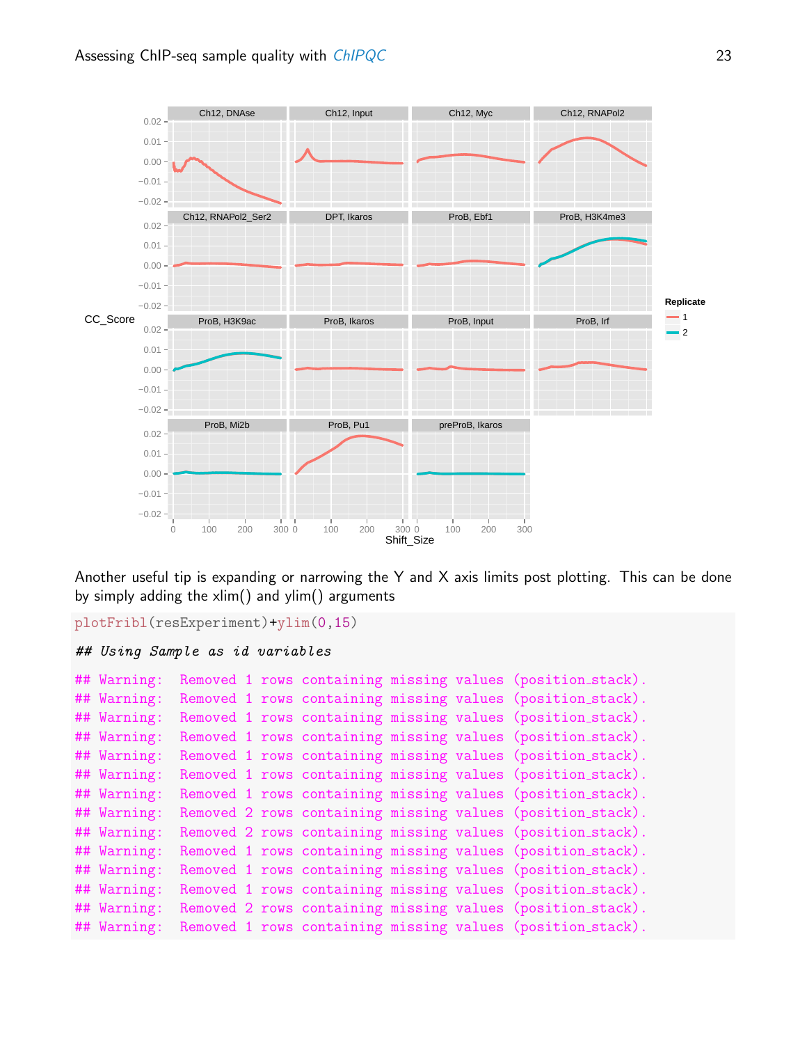Another useful tip is expanding or narrowing the Y and X axis limits post plotting. This can be done by simply adding the xlim() and ylim() arguments

```
plotFribl(resExperiment)+ylim(0,15)

## Using Sample as id variables

## Warning: Removed 1 rows containing missing values (position_stack).
## Warning: Removed 1 rows containing missing values (position_stack).
## Warning: Removed 1 rows containing missing values (position_stack).
## Warning: Removed 1 rows containing missing values (position_stack).
## Warning: Removed 1 rows containing missing values (position_stack).
## Warning: Removed 1 rows containing missing values (position_stack).
## Warning: Removed 1 rows containing missing values (position_stack).
## Warning: Removed 2 rows containing missing values (position_stack).
## Warning: Removed 2 rows containing missing values (position_stack).
## Warning: Removed 1 rows containing missing values (position_stack).
## Warning: Removed 1 rows containing missing values (position_stack).
## Warning: Removed 1 rows containing missing values (position_stack).
## Warning: Removed 2 rows containing missing values (position_stack).
## Warning: Removed 1 rows containing missing values (position_stack).
```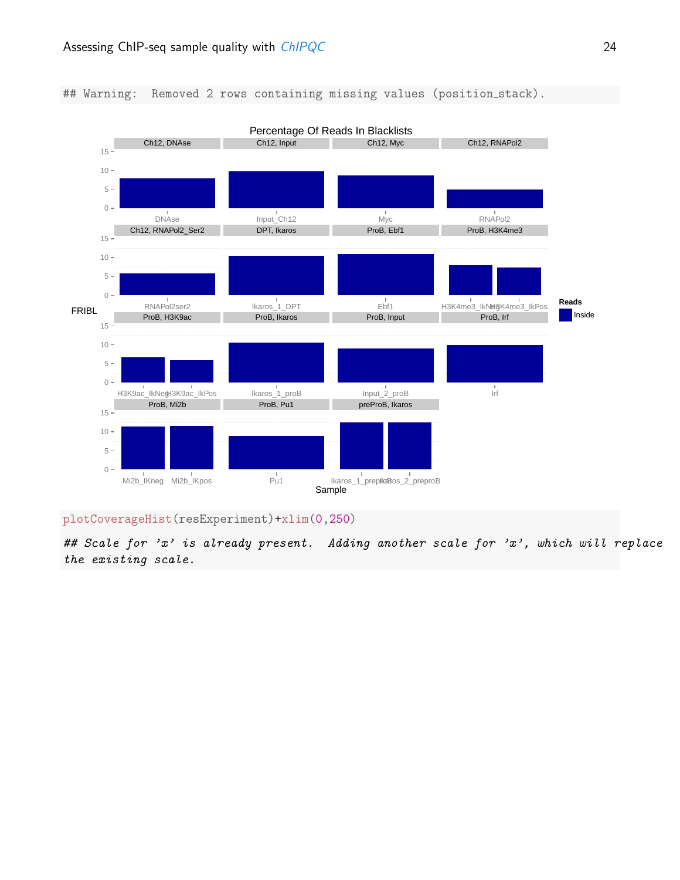```
## Warning: Removed 2 rows containing missing values (position_stack).
```

```
plotCoverageHist(resExperiment)+xlim(0,250)

## Scale for 'x' is already present. Adding another scale for 'x', which will replace
the existing scale.
```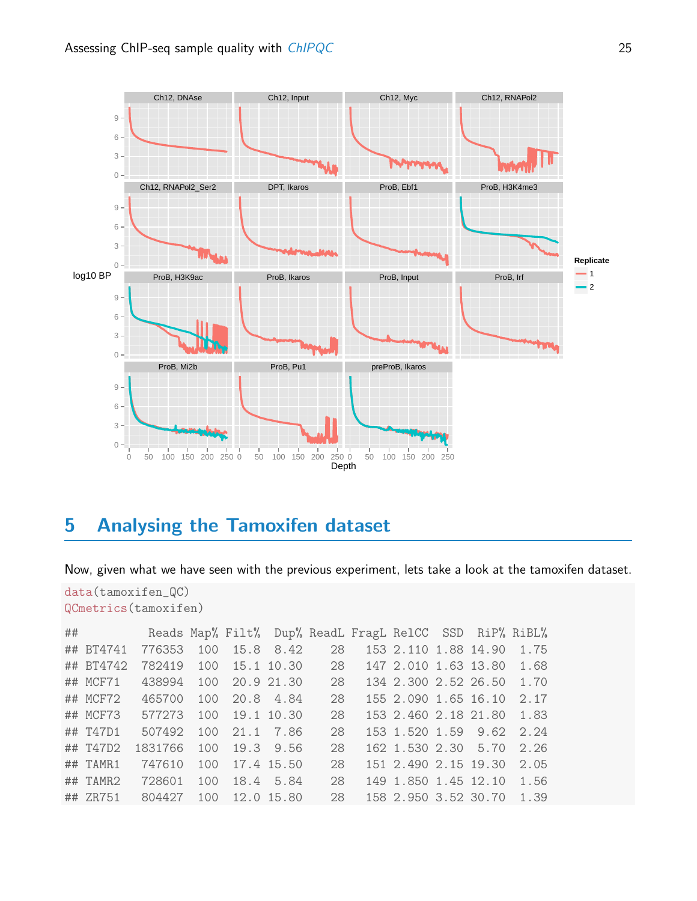# 5 Analysing the Tamoxifen dataset

Now, given what we have seen with the previous experiment, lets take a look at the tamoxifen dataset.

```
data(tamoxifen_QC)
QCmetrics(tamoxifen)

##           Reads Map% Filt%  Dup% ReadL FragL RelCC  SSD  RiP% RiBL%
## BT4741   776353  100  15.8  8.42    28   153 2.110 1.88 14.90  1.75
## BT4742   782419  100  15.1 10.30    28   147 2.010 1.63 13.80  1.68
## MCF71    438994  100  20.9 21.30    28   134 2.300 2.52 26.50  1.70
## MCF72    465700  100  20.8  4.84    28   155 2.090 1.65 16.10  2.17
## MCF73    577273  100  19.1 10.30    28   153 2.460 2.18 21.80  1.83
## T47D1    507492  100  21.1  7.86    28   153 1.520 1.59  9.62  2.24
## T47D2   1831766  100  19.3  9.56    28   162 1.530 2.30  5.70  2.26
## TAMR1    747610  100  17.4 15.50    28   151 2.490 2.15 19.30  2.05
## TAMR2    728601  100  18.4  5.84    28   149 1.850 1.45 12.10  1.56
## ZR751    804427  100  12.0 15.80    28   158 2.950 3.52 30.70  1.39
```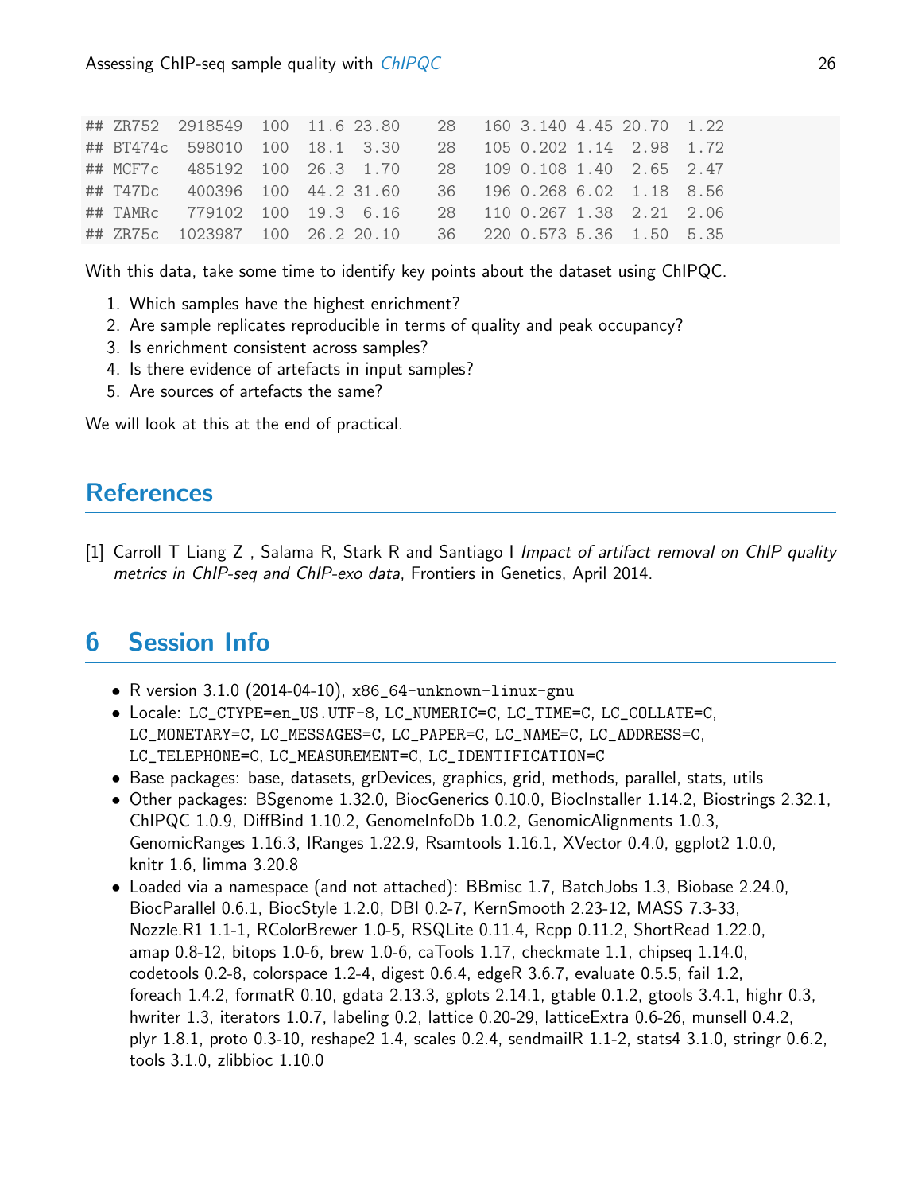```
## ZR752  2918549  100  11.6 23.80    28   160 3.140 4.45 20.70  1.22
## BT474c  598010  100  18.1  3.30    28   105 0.202 1.14  2.98  1.72
## MCF7c   485192  100  26.3  1.70    28   109 0.108 1.40  2.65  2.47
## T47Dc   400396  100  44.2 31.60    36   196 0.268 6.02  1.18  8.56
## TAMRc   779102  100  19.3  6.16    28   110 0.267 1.38  2.21  2.06
## ZR75c  1023987  100  26.2 20.10    36   220 0.573 5.36  1.50  5.35
```

With this data, take some time to identify key points about the dataset using ChIPQC.

1. Which samples have the highest enrichment?
2. Are sample replicates reproducible in terms of quality and peak occupancy?
3. Is enrichment consistent across samples?
4. Is there evidence of artefacts in input samples?
5. Are sources of artefacts the same?

We will look at this at the end of practical.

## References

[1] Carroll T Liang Z , Salama R, Stark R and Santiago I *Impact of artifact removal on ChIP quality metrics in ChIP-seq and ChIP-exo data*, Frontiers in Genetics, April 2014.

## 6 Session Info

- R version 3.1.0 (2014-04-10), x86_64-unknown-linux-gnu
- Locale: LC_CTYPE=en_US.UTF-8, LC_NUMERIC=C, LC_TIME=C, LC_COLLATE=C, LC_MONETARY=C, LC_MESSAGES=C, LC_PAPER=C, LC_NAME=C, LC_ADDRESS=C, LC_TELEPHONE=C, LC_MEASUREMENT=C, LC_IDENTIFICATION=C
- Base packages: base, datasets, grDevices, graphics, grid, methods, parallel, stats, utils
- Other packages: BSgenome 1.32.0, BiocGenerics 0.10.0, BiocInstaller 1.14.2, Biostrings 2.32.1, ChIPQC 1.0.9, DiffBind 1.10.2, GenomeInfoDb 1.0.2, GenomicAlignments 1.0.3, GenomicRanges 1.16.3, IRanges 1.22.9, Rsamtools 1.16.1, XVector 0.4.0, ggplot2 1.0.0, knitr 1.6, limma 3.20.8
- Loaded via a namespace (and not attached): BBmisc 1.7, BatchJobs 1.3, Biobase 2.24.0, BiocParallel 0.6.1, BiocStyle 1.2.0, DBI 0.2-7, KernSmooth 2.23-12, MASS 7.3-33, Nozzle.R1 1.1-1, RColorBrewer 1.0-5, RSQLite 0.11.4, Rcpp 0.11.2, ShortRead 1.22.0, amap 0.8-12, bitops 1.0-6, brew 1.0-6, caTools 1.17, checkmate 1.1, chipseq 1.14.0, codetools 0.2-8, colorspace 1.2-4, digest 0.6.4, edgeR 3.6.7, evaluate 0.5.5, fail 1.2, foreach 1.4.2, formatR 0.10, gdata 2.13.3, gplots 2.14.1, gtable 0.1.2, gtools 3.4.1, highr 0.3, hwriter 1.3, iterators 1.0.7, labeling 0.2, lattice 0.20-29, latticeExtra 0.6-26, munsell 0.4.2, plyr 1.8.1, proto 0.3-10, reshape2 1.4, scales 0.2.4, sendmailR 1.1-2, stats4 3.1.0, stringr 0.6.2, tools 3.1.0, zlibbioc 1.10.0